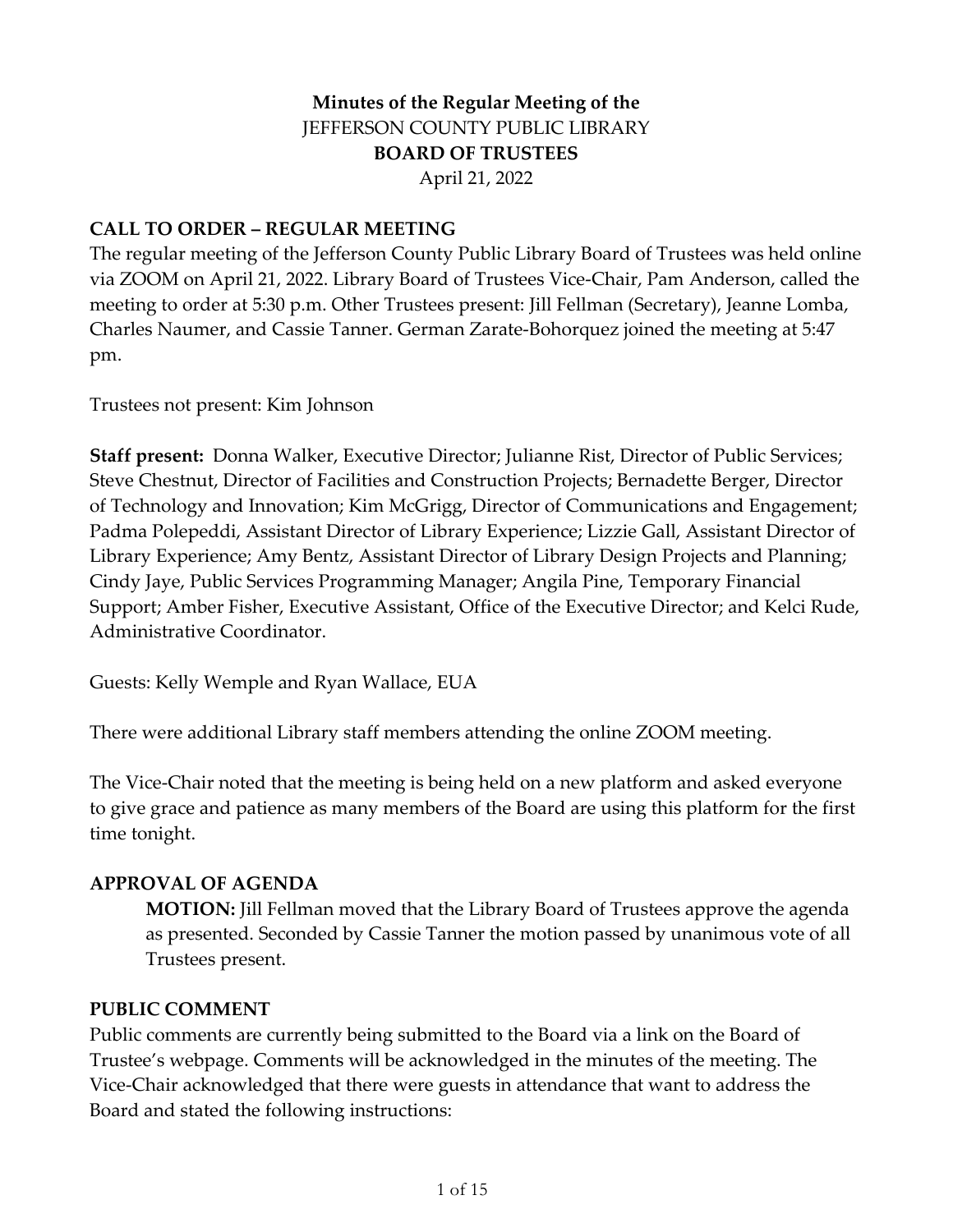**Minutes of the Regular Meeting of the**
JEFFERSON COUNTY PUBLIC LIBRARY
**BOARD OF TRUSTEES**
April 21, 2022

## CALL TO ORDER – REGULAR MEETING

The regular meeting of the Jefferson County Public Library Board of Trustees was held online via ZOOM on April 21, 2022. Library Board of Trustees Vice-Chair, Pam Anderson, called the meeting to order at 5:30 p.m. Other Trustees present: Jill Fellman (Secretary), Jeanne Lomba, Charles Naumer, and Cassie Tanner. German Zarate-Bohorquez joined the meeting at 5:47 pm.

Trustees not present: Kim Johnson

**Staff present:** Donna Walker, Executive Director; Julianne Rist, Director of Public Services; Steve Chestnut, Director of Facilities and Construction Projects; Bernadette Berger, Director of Technology and Innovation; Kim McGrigg, Director of Communications and Engagement; Padma Polepeddi, Assistant Director of Library Experience; Lizzie Gall, Assistant Director of Library Experience; Amy Bentz, Assistant Director of Library Design Projects and Planning; Cindy Jaye, Public Services Programming Manager; Angila Pine, Temporary Financial Support; Amber Fisher, Executive Assistant, Office of the Executive Director; and Kelci Rude, Administrative Coordinator.

Guests: Kelly Wemple and Ryan Wallace, EUA

There were additional Library staff members attending the online ZOOM meeting.

The Vice-Chair noted that the meeting is being held on a new platform and asked everyone to give grace and patience as many members of the Board are using this platform for the first time tonight.

## APPROVAL OF AGENDA

> **MOTION:** Jill Fellman moved that the Library Board of Trustees approve the agenda as presented. Seconded by Cassie Tanner the motion passed by unanimous vote of all Trustees present.

## PUBLIC COMMENT

Public comments are currently being submitted to the Board via a link on the Board of Trustee's webpage. Comments will be acknowledged in the minutes of the meeting. The Vice-Chair acknowledged that there were guests in attendance that want to address the Board and stated the following instructions: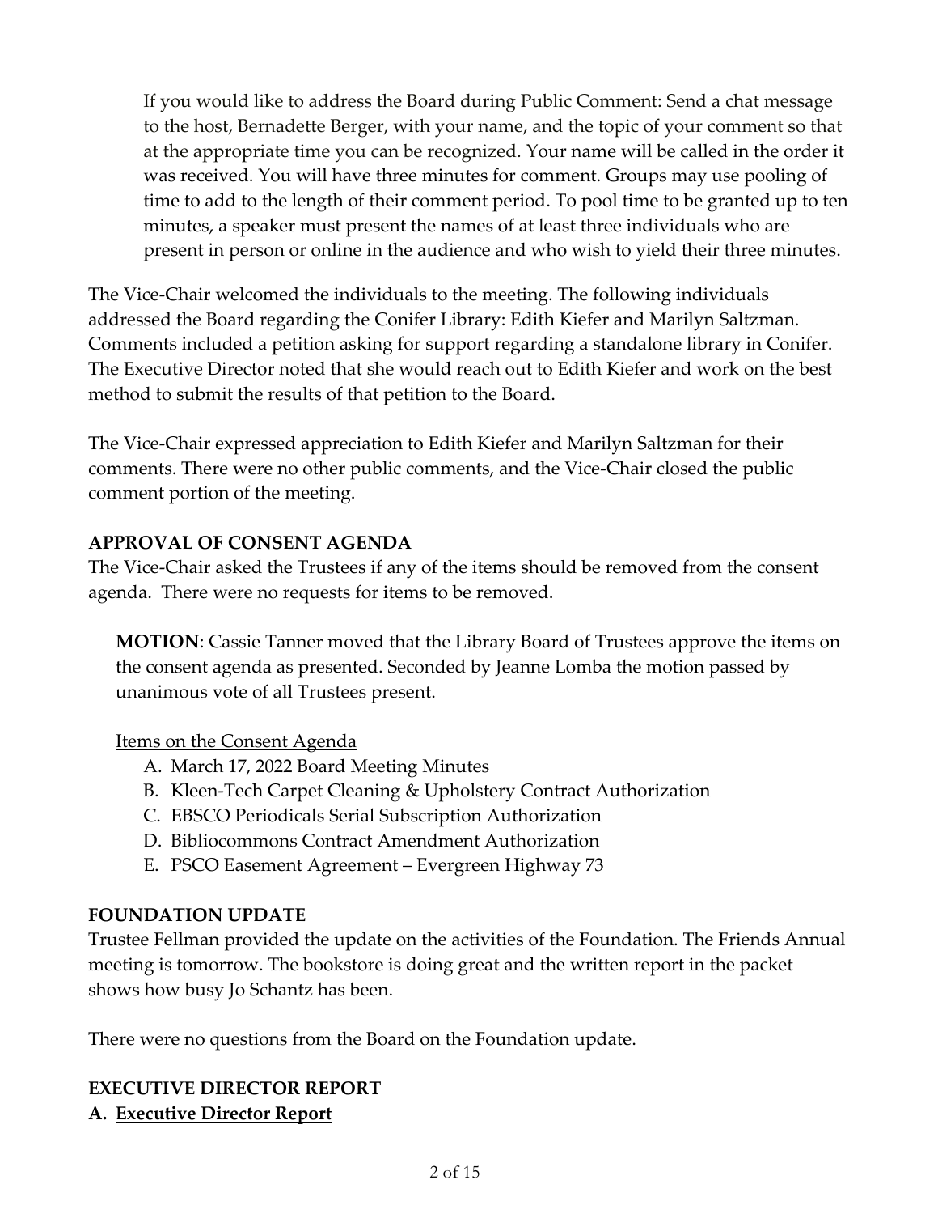If you would like to address the Board during Public Comment: Send a chat message to the host, Bernadette Berger, with your name, and the topic of your comment so that at the appropriate time you can be recognized. Your name will be called in the order it was received. You will have three minutes for comment. Groups may use pooling of time to add to the length of their comment period. To pool time to be granted up to ten minutes, a speaker must present the names of at least three individuals who are present in person or online in the audience and who wish to yield their three minutes.

The Vice-Chair welcomed the individuals to the meeting. The following individuals addressed the Board regarding the Conifer Library: Edith Kiefer and Marilyn Saltzman. Comments included a petition asking for support regarding a standalone library in Conifer. The Executive Director noted that she would reach out to Edith Kiefer and work on the best method to submit the results of that petition to the Board.

The Vice-Chair expressed appreciation to Edith Kiefer and Marilyn Saltzman for their comments. There were no other public comments, and the Vice-Chair closed the public comment portion of the meeting.

**APPROVAL OF CONSENT AGENDA**

The Vice-Chair asked the Trustees if any of the items should be removed from the consent agenda. There were no requests for items to be removed.

**MOTION**: Cassie Tanner moved that the Library Board of Trustees approve the items on the consent agenda as presented. Seconded by Jeanne Lomba the motion passed by unanimous vote of all Trustees present.

Items on the Consent Agenda

A. March 17, 2022 Board Meeting Minutes
B. Kleen-Tech Carpet Cleaning & Upholstery Contract Authorization
C. EBSCO Periodicals Serial Subscription Authorization
D. Bibliocommons Contract Amendment Authorization
E. PSCO Easement Agreement – Evergreen Highway 73

**FOUNDATION UPDATE**

Trustee Fellman provided the update on the activities of the Foundation. The Friends Annual meeting is tomorrow. The bookstore is doing great and the written report in the packet shows how busy Jo Schantz has been.

There were no questions from the Board on the Foundation update.

**EXECUTIVE DIRECTOR REPORT**

**A. Executive Director Report**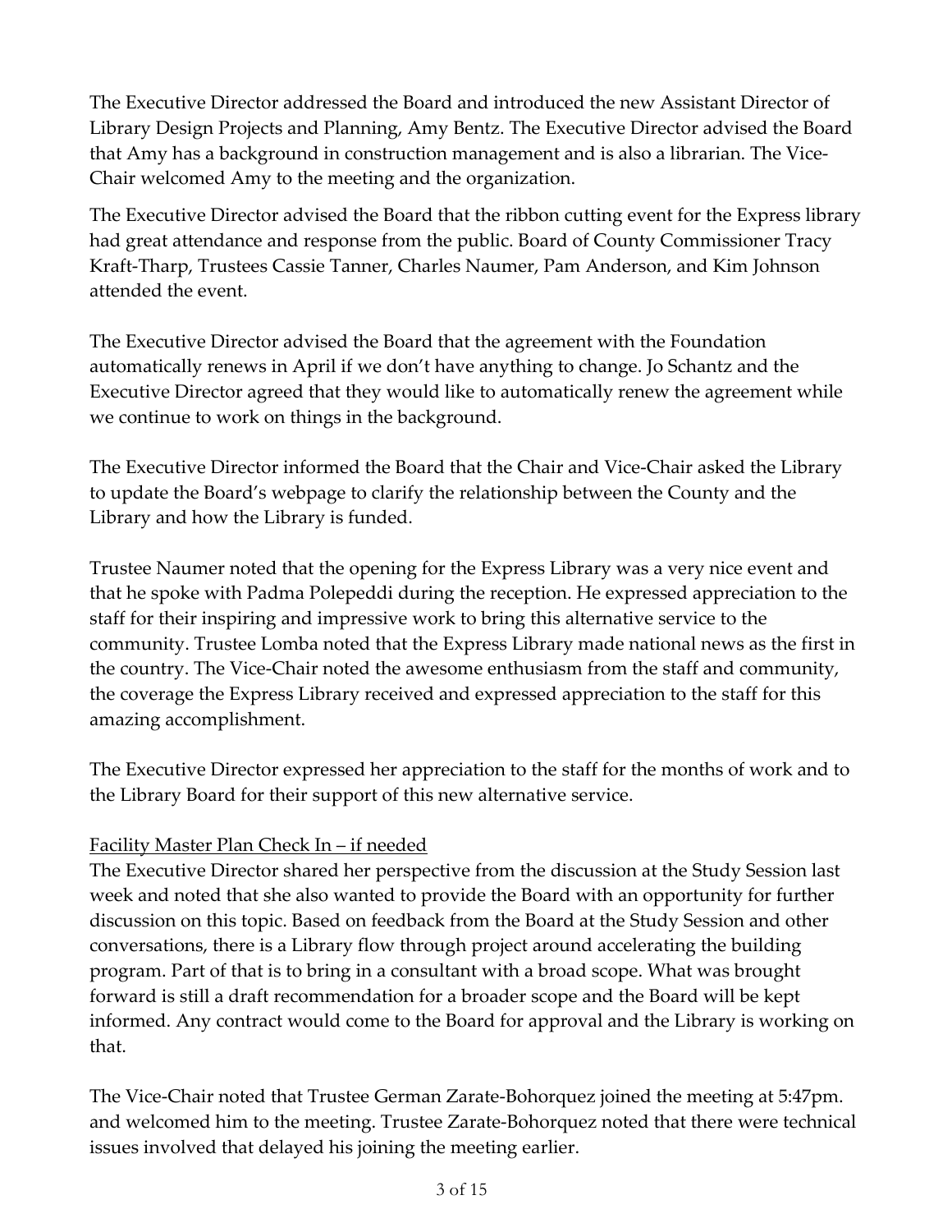The Executive Director addressed the Board and introduced the new Assistant Director of Library Design Projects and Planning, Amy Bentz. The Executive Director advised the Board that Amy has a background in construction management and is also a librarian. The Vice-Chair welcomed Amy to the meeting and the organization.

The Executive Director advised the Board that the ribbon cutting event for the Express library had great attendance and response from the public. Board of County Commissioner Tracy Kraft-Tharp, Trustees Cassie Tanner, Charles Naumer, Pam Anderson, and Kim Johnson attended the event.

The Executive Director advised the Board that the agreement with the Foundation automatically renews in April if we don't have anything to change. Jo Schantz and the Executive Director agreed that they would like to automatically renew the agreement while we continue to work on things in the background.

The Executive Director informed the Board that the Chair and Vice-Chair asked the Library to update the Board's webpage to clarify the relationship between the County and the Library and how the Library is funded.

Trustee Naumer noted that the opening for the Express Library was a very nice event and that he spoke with Padma Polepeddi during the reception. He expressed appreciation to the staff for their inspiring and impressive work to bring this alternative service to the community. Trustee Lomba noted that the Express Library made national news as the first in the country. The Vice-Chair noted the awesome enthusiasm from the staff and community, the coverage the Express Library received and expressed appreciation to the staff for this amazing accomplishment.

The Executive Director expressed her appreciation to the staff for the months of work and to the Library Board for their support of this new alternative service.

Facility Master Plan Check In – if needed

The Executive Director shared her perspective from the discussion at the Study Session last week and noted that she also wanted to provide the Board with an opportunity for further discussion on this topic. Based on feedback from the Board at the Study Session and other conversations, there is a Library flow through project around accelerating the building program. Part of that is to bring in a consultant with a broad scope. What was brought forward is still a draft recommendation for a broader scope and the Board will be kept informed. Any contract would come to the Board for approval and the Library is working on that.

The Vice-Chair noted that Trustee German Zarate-Bohorquez joined the meeting at 5:47pm. and welcomed him to the meeting. Trustee Zarate-Bohorquez noted that there were technical issues involved that delayed his joining the meeting earlier.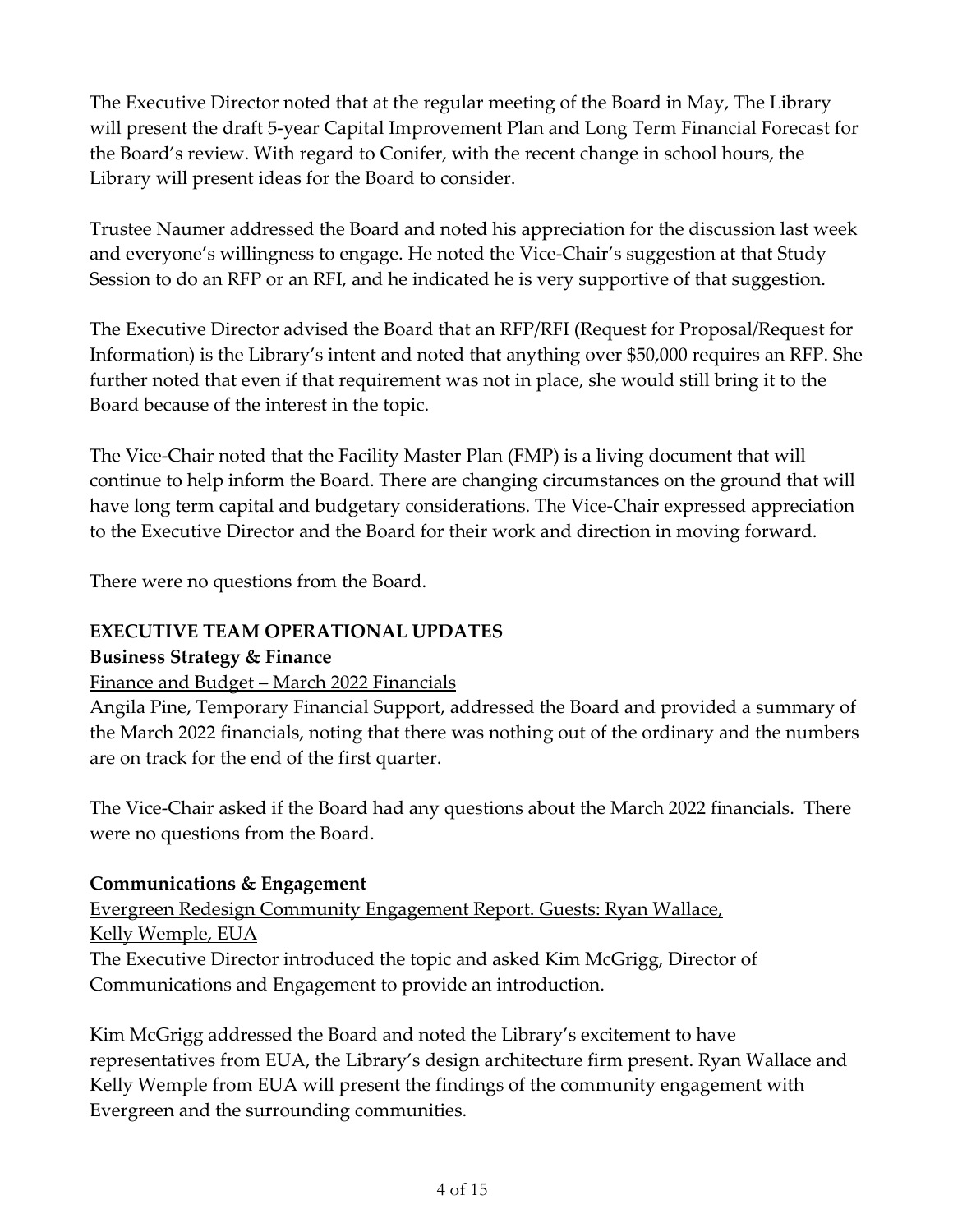The Executive Director noted that at the regular meeting of the Board in May, The Library will present the draft 5-year Capital Improvement Plan and Long Term Financial Forecast for the Board's review. With regard to Conifer, with the recent change in school hours, the Library will present ideas for the Board to consider.

Trustee Naumer addressed the Board and noted his appreciation for the discussion last week and everyone's willingness to engage. He noted the Vice-Chair's suggestion at that Study Session to do an RFP or an RFI, and he indicated he is very supportive of that suggestion.

The Executive Director advised the Board that an RFP/RFI (Request for Proposal/Request for Information) is the Library's intent and noted that anything over $50,000 requires an RFP. She further noted that even if that requirement was not in place, she would still bring it to the Board because of the interest in the topic.

The Vice-Chair noted that the Facility Master Plan (FMP) is a living document that will continue to help inform the Board. There are changing circumstances on the ground that will have long term capital and budgetary considerations. The Vice-Chair expressed appreciation to the Executive Director and the Board for their work and direction in moving forward.

There were no questions from the Board.

**EXECUTIVE TEAM OPERATIONAL UPDATES**

**Business Strategy & Finance**

<u>Finance and Budget – March 2022 Financials</u>

Angila Pine, Temporary Financial Support, addressed the Board and provided a summary of the March 2022 financials, noting that there was nothing out of the ordinary and the numbers are on track for the end of the first quarter.

The Vice-Chair asked if the Board had any questions about the March 2022 financials. There were no questions from the Board.

**Communications & Engagement**

<u>Evergreen Redesign Community Engagement Report. Guests: Ryan Wallace, Kelly Wemple, EUA</u>

The Executive Director introduced the topic and asked Kim McGrigg, Director of Communications and Engagement to provide an introduction.

Kim McGrigg addressed the Board and noted the Library's excitement to have representatives from EUA, the Library's design architecture firm present. Ryan Wallace and Kelly Wemple from EUA will present the findings of the community engagement with Evergreen and the surrounding communities.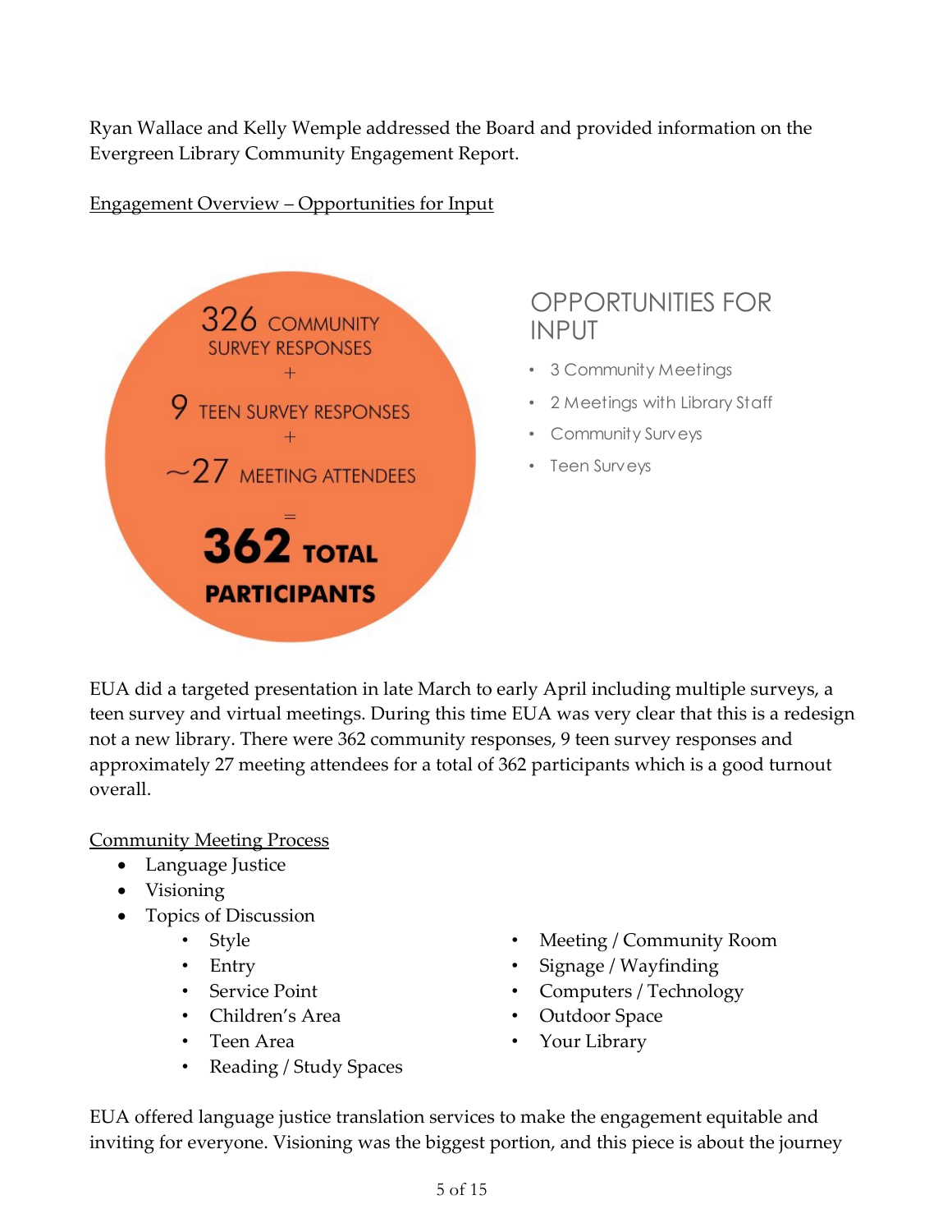Ryan Wallace and Kelly Wemple addressed the Board and provided information on the Evergreen Library Community Engagement Report.

<u>Engagement Overview – Opportunities for Input</u>

326 COMMUNITY SURVEY RESPONSES
+
9 TEEN SURVEY RESPONSES
+
~27 MEETING ATTENDEES
=
**362 TOTAL PARTICIPANTS**

OPPORTUNITIES FOR INPUT

- 3 Community Meetings
- 2 Meetings with Library Staff
- Community Surveys
- Teen Surveys

EUA did a targeted presentation in late March to early April including multiple surveys, a teen survey and virtual meetings. During this time EUA was very clear that this is a redesign not a new library. There were 362 community responses, 9 teen survey responses and approximately 27 meeting attendees for a total of 362 participants which is a good turnout overall.

<u>Community Meeting Process</u>

- Language Justice
- Visioning
- Topics of Discussion
  - Style
  - Entry
  - Service Point
  - Children's Area
  - Teen Area
  - Reading / Study Spaces
  - Meeting / Community Room
  - Signage / Wayfinding
  - Computers / Technology
  - Outdoor Space
  - Your Library

EUA offered language justice translation services to make the engagement equitable and inviting for everyone. Visioning was the biggest portion, and this piece is about the journey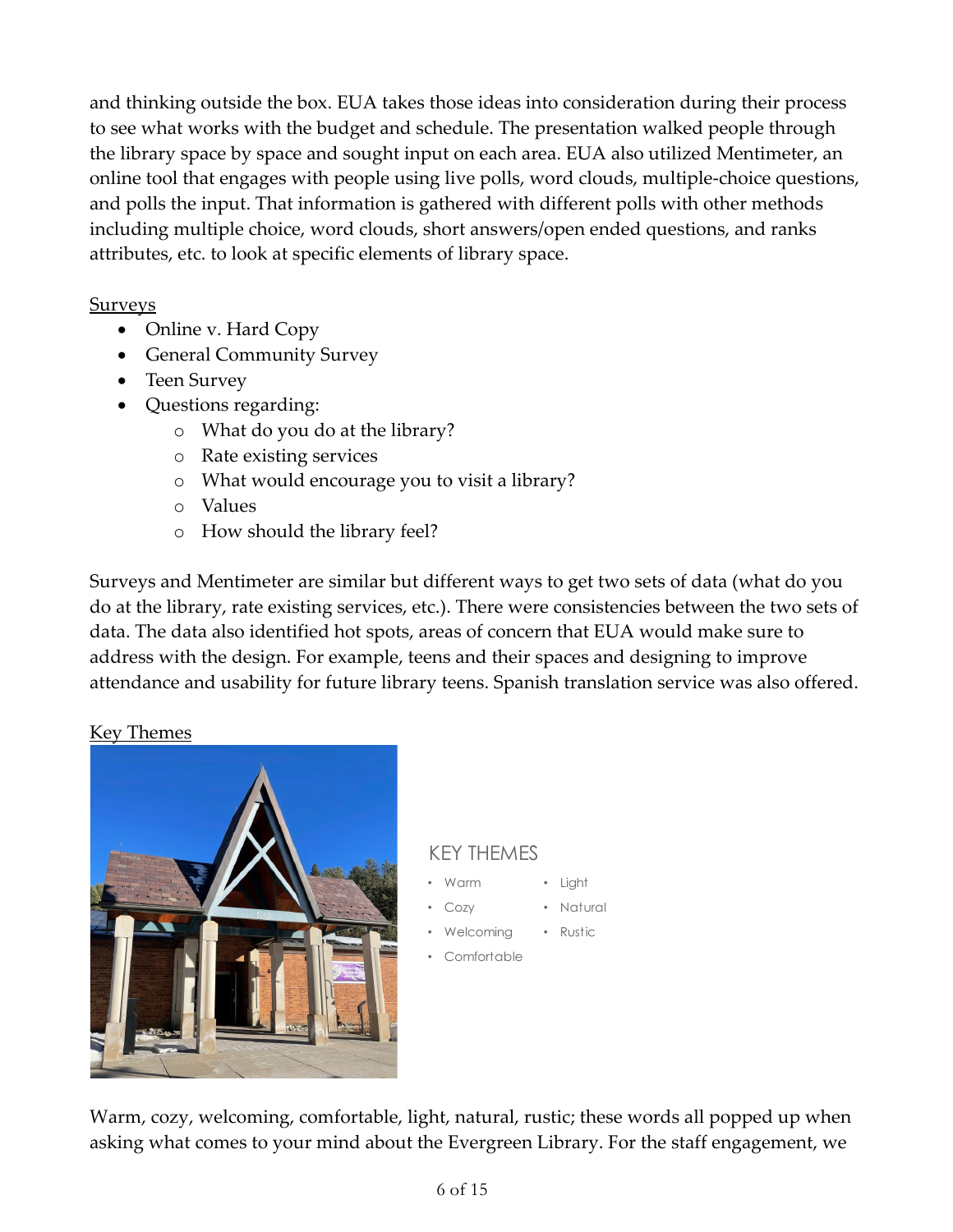and thinking outside the box. EUA takes those ideas into consideration during their process to see what works with the budget and schedule. The presentation walked people through the library space by space and sought input on each area. EUA also utilized Mentimeter, an online tool that engages with people using live polls, word clouds, multiple-choice questions, and polls the input. That information is gathered with different polls with other methods including multiple choice, word clouds, short answers/open ended questions, and ranks attributes, etc. to look at specific elements of library space.

<u>Surveys</u>

- Online v. Hard Copy
- General Community Survey
- Teen Survey
- Questions regarding:
  - What do you do at the library?
  - Rate existing services
  - What would encourage you to visit a library?
  - Values
  - How should the library feel?

Surveys and Mentimeter are similar but different ways to get two sets of data (what do you do at the library, rate existing services, etc.). There were consistencies between the two sets of data. The data also identified hot spots, areas of concern that EUA would make sure to address with the design. For example, teens and their spaces and designing to improve attendance and usability for future library teens. Spanish translation service was also offered.

<u>Key Themes</u>

KEY THEMES

- Warm
- Cozy
- Welcoming
- Comfortable
- Light
- Natural
- Rustic

Warm, cozy, welcoming, comfortable, light, natural, rustic; these words all popped up when asking what comes to your mind about the Evergreen Library. For the staff engagement, we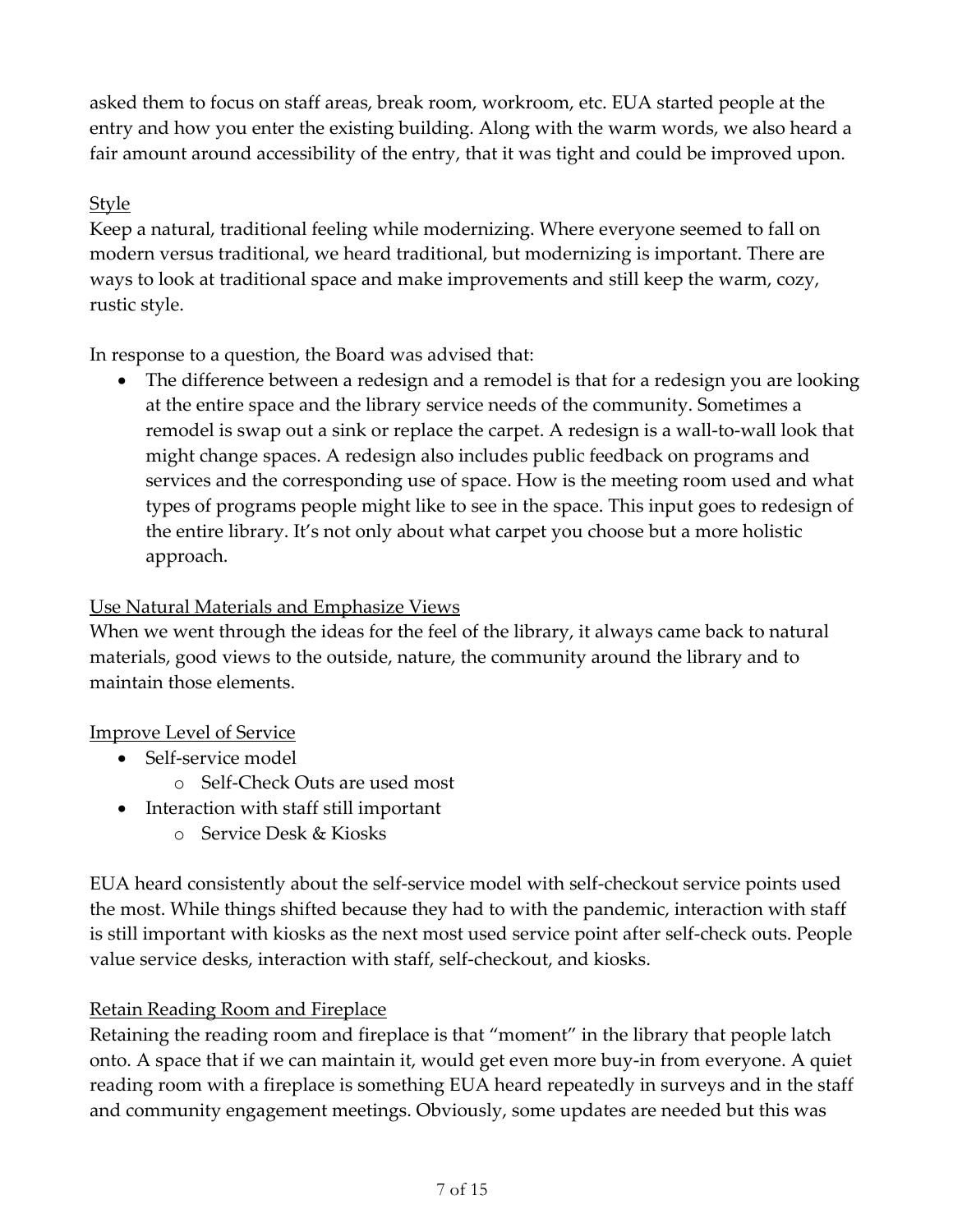asked them to focus on staff areas, break room, workroom, etc. EUA started people at the entry and how you enter the existing building. Along with the warm words, we also heard a fair amount around accessibility of the entry, that it was tight and could be improved upon.

<u>Style</u>

Keep a natural, traditional feeling while modernizing. Where everyone seemed to fall on modern versus traditional, we heard traditional, but modernizing is important. There are ways to look at traditional space and make improvements and still keep the warm, cozy, rustic style.

In response to a question, the Board was advised that:

- The difference between a redesign and a remodel is that for a redesign you are looking at the entire space and the library service needs of the community. Sometimes a remodel is swap out a sink or replace the carpet. A redesign is a wall-to-wall look that might change spaces. A redesign also includes public feedback on programs and services and the corresponding use of space. How is the meeting room used and what types of programs people might like to see in the space. This input goes to redesign of the entire library. It's not only about what carpet you choose but a more holistic approach.

<u>Use Natural Materials and Emphasize Views</u>

When we went through the ideas for the feel of the library, it always came back to natural materials, good views to the outside, nature, the community around the library and to maintain those elements.

<u>Improve Level of Service</u>

- Self-service model
  - Self-Check Outs are used most
- Interaction with staff still important
  - Service Desk & Kiosks

EUA heard consistently about the self-service model with self-checkout service points used the most. While things shifted because they had to with the pandemic, interaction with staff is still important with kiosks as the next most used service point after self-check outs. People value service desks, interaction with staff, self-checkout, and kiosks.

<u>Retain Reading Room and Fireplace</u>

Retaining the reading room and fireplace is that "moment" in the library that people latch onto. A space that if we can maintain it, would get even more buy-in from everyone. A quiet reading room with a fireplace is something EUA heard repeatedly in surveys and in the staff and community engagement meetings. Obviously, some updates are needed but this was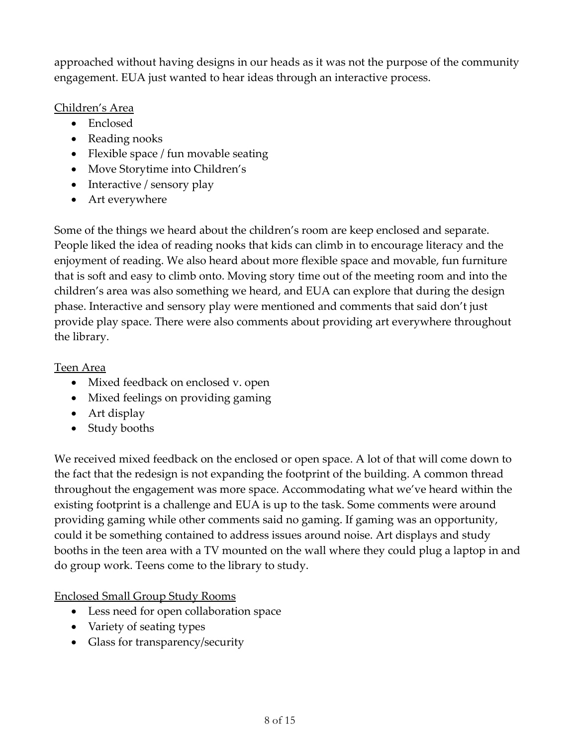approached without having designs in our heads as it was not the purpose of the community engagement. EUA just wanted to hear ideas through an interactive process.

Children's Area

- Enclosed
- Reading nooks
- Flexible space / fun movable seating
- Move Storytime into Children's
- Interactive / sensory play
- Art everywhere

Some of the things we heard about the children's room are keep enclosed and separate. People liked the idea of reading nooks that kids can climb in to encourage literacy and the enjoyment of reading. We also heard about more flexible space and movable, fun furniture that is soft and easy to climb onto. Moving story time out of the meeting room and into the children's area was also something we heard, and EUA can explore that during the design phase. Interactive and sensory play were mentioned and comments that said don't just provide play space. There were also comments about providing art everywhere throughout the library.

Teen Area

- Mixed feedback on enclosed v. open
- Mixed feelings on providing gaming
- Art display
- Study booths

We received mixed feedback on the enclosed or open space. A lot of that will come down to the fact that the redesign is not expanding the footprint of the building. A common thread throughout the engagement was more space. Accommodating what we've heard within the existing footprint is a challenge and EUA is up to the task. Some comments were around providing gaming while other comments said no gaming. If gaming was an opportunity, could it be something contained to address issues around noise. Art displays and study booths in the teen area with a TV mounted on the wall where they could plug a laptop in and do group work. Teens come to the library to study.

Enclosed Small Group Study Rooms

- Less need for open collaboration space
- Variety of seating types
- Glass for transparency/security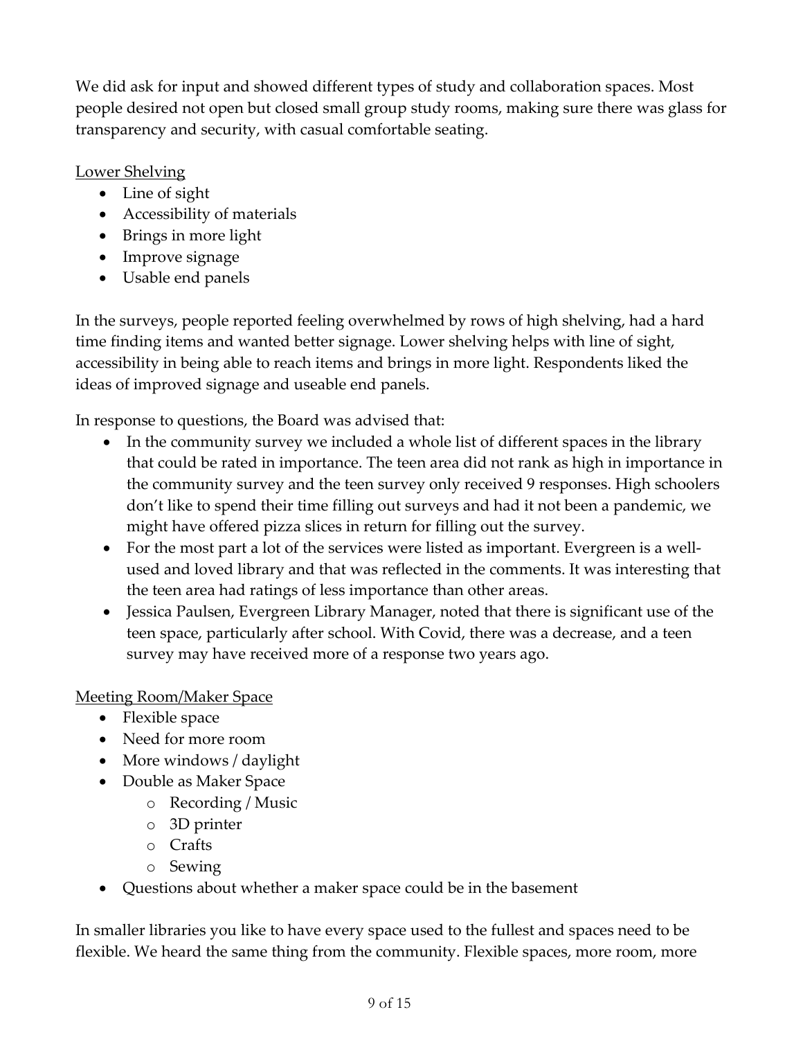We did ask for input and showed different types of study and collaboration spaces. Most people desired not open but closed small group study rooms, making sure there was glass for transparency and security, with casual comfortable seating.

<u>Lower Shelving</u>

- Line of sight
- Accessibility of materials
- Brings in more light
- Improve signage
- Usable end panels

In the surveys, people reported feeling overwhelmed by rows of high shelving, had a hard time finding items and wanted better signage. Lower shelving helps with line of sight, accessibility in being able to reach items and brings in more light. Respondents liked the ideas of improved signage and useable end panels.

In response to questions, the Board was advised that:

- In the community survey we included a whole list of different spaces in the library that could be rated in importance. The teen area did not rank as high in importance in the community survey and the teen survey only received 9 responses. High schoolers don't like to spend their time filling out surveys and had it not been a pandemic, we might have offered pizza slices in return for filling out the survey.
- For the most part a lot of the services were listed as important. Evergreen is a well-used and loved library and that was reflected in the comments. It was interesting that the teen area had ratings of less importance than other areas.
- Jessica Paulsen, Evergreen Library Manager, noted that there is significant use of the teen space, particularly after school. With Covid, there was a decrease, and a teen survey may have received more of a response two years ago.

<u>Meeting Room/Maker Space</u>

- Flexible space
- Need for more room
- More windows / daylight
- Double as Maker Space
    - Recording / Music
    - 3D printer
    - Crafts
    - Sewing
- Questions about whether a maker space could be in the basement

In smaller libraries you like to have every space used to the fullest and spaces need to be flexible. We heard the same thing from the community. Flexible spaces, more room, more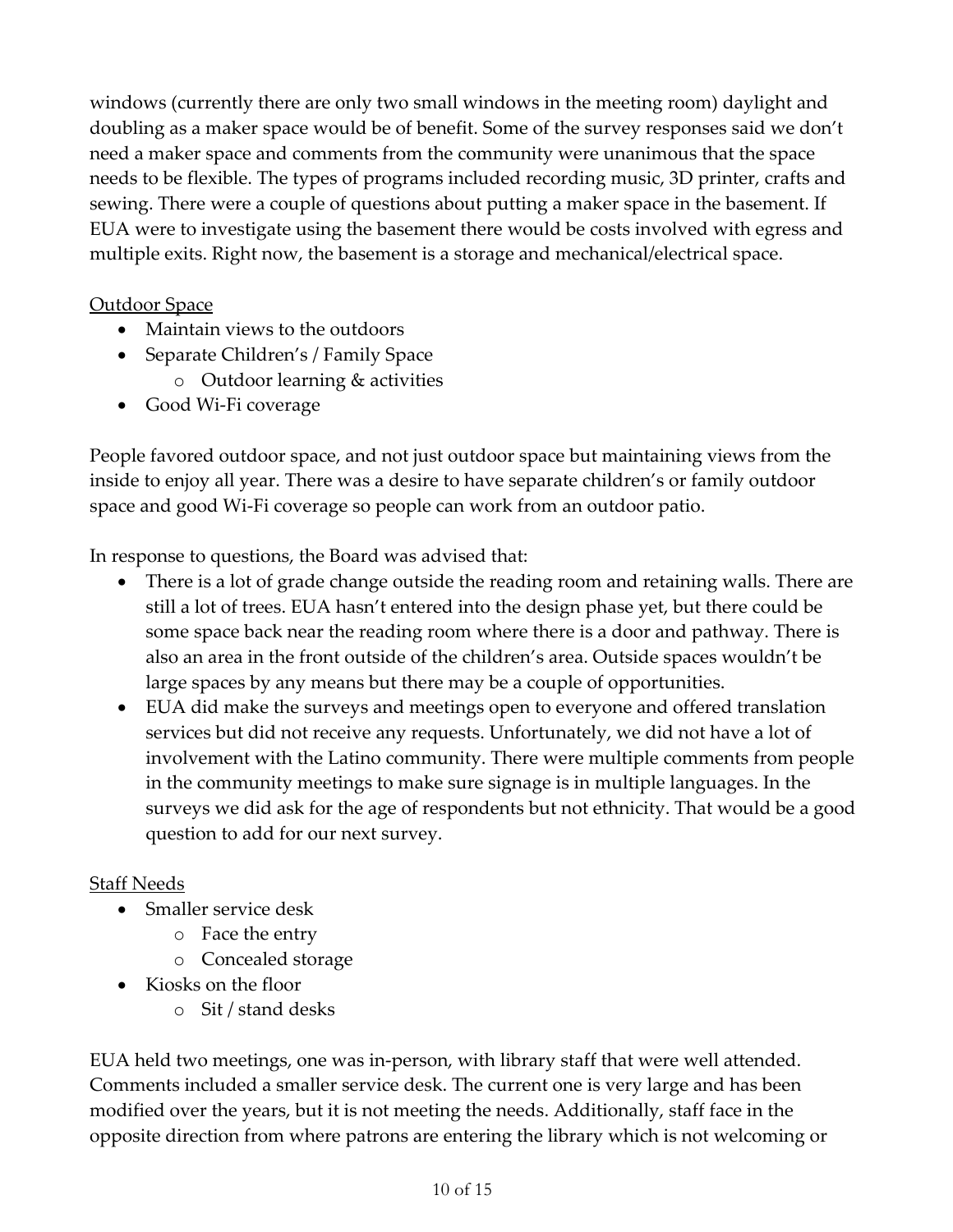windows (currently there are only two small windows in the meeting room) daylight and doubling as a maker space would be of benefit. Some of the survey responses said we don't need a maker space and comments from the community were unanimous that the space needs to be flexible. The types of programs included recording music, 3D printer, crafts and sewing. There were a couple of questions about putting a maker space in the basement. If EUA were to investigate using the basement there would be costs involved with egress and multiple exits. Right now, the basement is a storage and mechanical/electrical space.

<u>Outdoor Space</u>

- Maintain views to the outdoors
- Separate Children's / Family Space
  - Outdoor learning & activities
- Good Wi-Fi coverage

People favored outdoor space, and not just outdoor space but maintaining views from the inside to enjoy all year. There was a desire to have separate children's or family outdoor space and good Wi-Fi coverage so people can work from an outdoor patio.

In response to questions, the Board was advised that:

- There is a lot of grade change outside the reading room and retaining walls. There are still a lot of trees. EUA hasn't entered into the design phase yet, but there could be some space back near the reading room where there is a door and pathway. There is also an area in the front outside of the children's area. Outside spaces wouldn't be large spaces by any means but there may be a couple of opportunities.
- EUA did make the surveys and meetings open to everyone and offered translation services but did not receive any requests. Unfortunately, we did not have a lot of involvement with the Latino community. There were multiple comments from people in the community meetings to make sure signage is in multiple languages. In the surveys we did ask for the age of respondents but not ethnicity. That would be a good question to add for our next survey.

<u>Staff Needs</u>

- Smaller service desk
  - Face the entry
  - Concealed storage
- Kiosks on the floor
  - Sit / stand desks

EUA held two meetings, one was in-person, with library staff that were well attended. Comments included a smaller service desk. The current one is very large and has been modified over the years, but it is not meeting the needs. Additionally, staff face in the opposite direction from where patrons are entering the library which is not welcoming or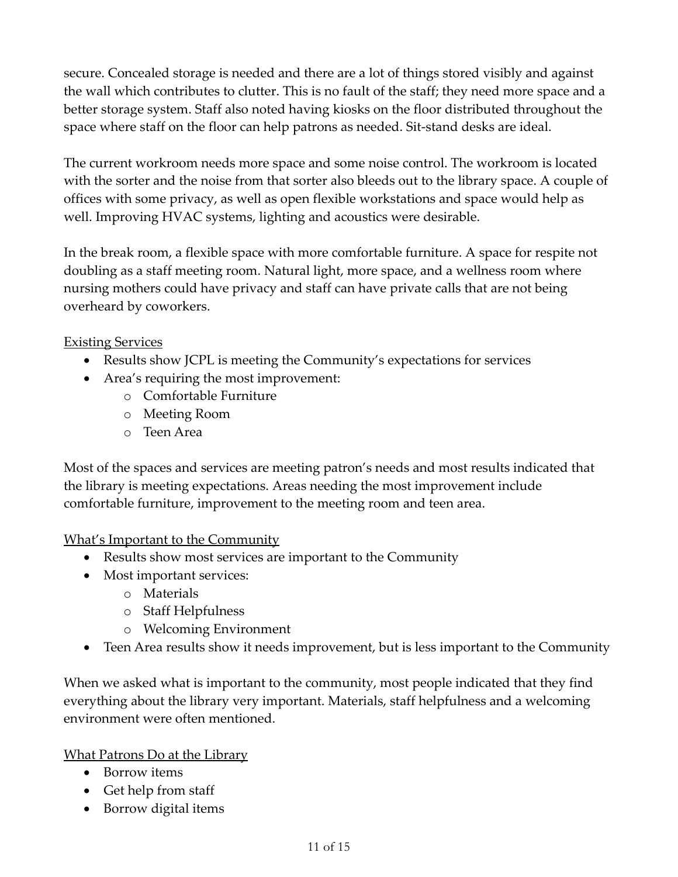secure. Concealed storage is needed and there are a lot of things stored visibly and against the wall which contributes to clutter. This is no fault of the staff; they need more space and a better storage system. Staff also noted having kiosks on the floor distributed throughout the space where staff on the floor can help patrons as needed. Sit-stand desks are ideal.

The current workroom needs more space and some noise control. The workroom is located with the sorter and the noise from that sorter also bleeds out to the library space. A couple of offices with some privacy, as well as open flexible workstations and space would help as well. Improving HVAC systems, lighting and acoustics were desirable.

In the break room, a flexible space with more comfortable furniture. A space for respite not doubling as a staff meeting room. Natural light, more space, and a wellness room where nursing mothers could have privacy and staff can have private calls that are not being overheard by coworkers.

<u>Existing Services</u>

- Results show JCPL is meeting the Community's expectations for services
- Area's requiring the most improvement:
  - Comfortable Furniture
  - Meeting Room
  - Teen Area

Most of the spaces and services are meeting patron's needs and most results indicated that the library is meeting expectations. Areas needing the most improvement include comfortable furniture, improvement to the meeting room and teen area.

<u>What's Important to the Community</u>

- Results show most services are important to the Community
- Most important services:
  - Materials
  - Staff Helpfulness
  - Welcoming Environment
- Teen Area results show it needs improvement, but is less important to the Community

When we asked what is important to the community, most people indicated that they find everything about the library very important. Materials, staff helpfulness and a welcoming environment were often mentioned.

<u>What Patrons Do at the Library</u>

- Borrow items
- Get help from staff
- Borrow digital items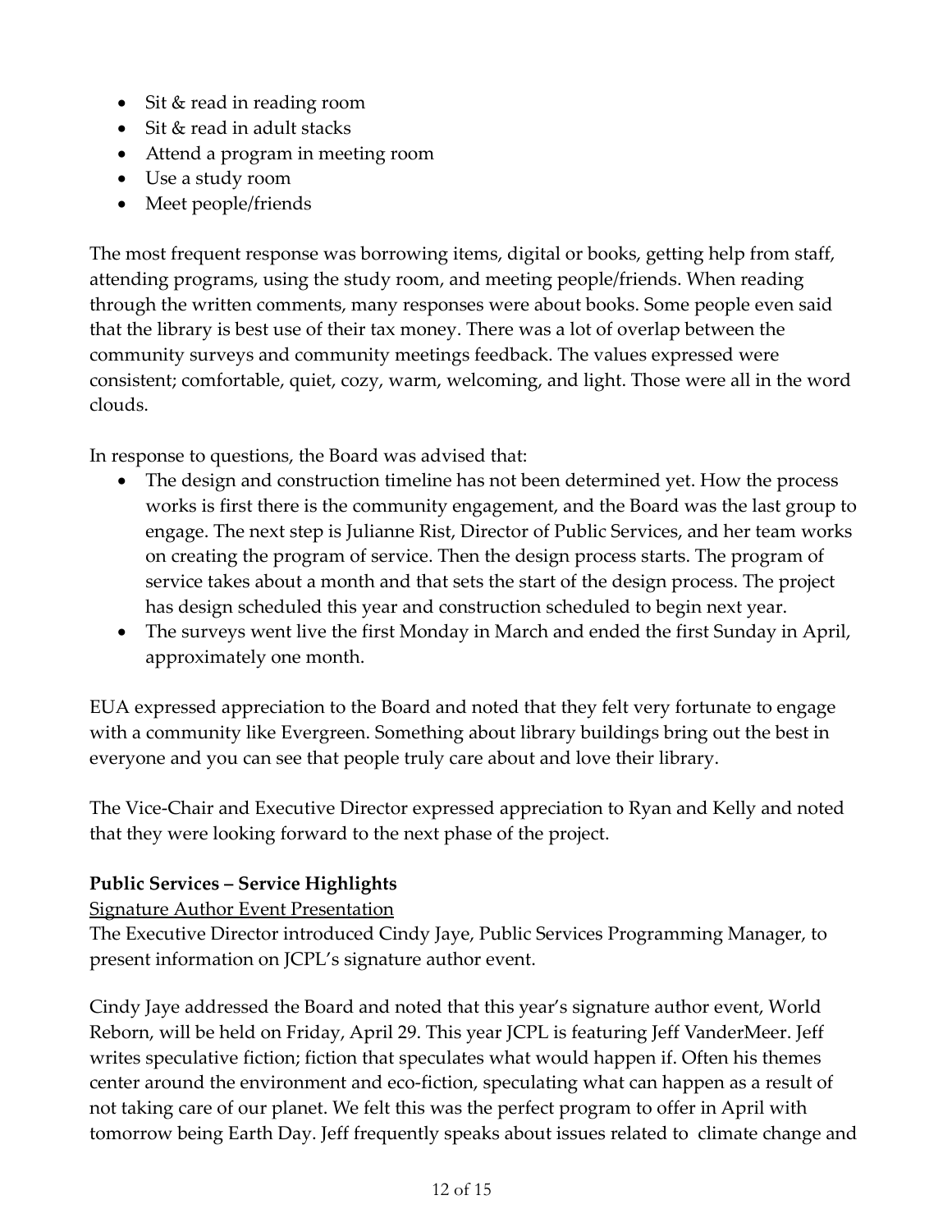- Sit & read in reading room
- Sit & read in adult stacks
- Attend a program in meeting room
- Use a study room
- Meet people/friends

The most frequent response was borrowing items, digital or books, getting help from staff, attending programs, using the study room, and meeting people/friends. When reading through the written comments, many responses were about books. Some people even said that the library is best use of their tax money. There was a lot of overlap between the community surveys and community meetings feedback. The values expressed were consistent; comfortable, quiet, cozy, warm, welcoming, and light. Those were all in the word clouds.

In response to questions, the Board was advised that:

- The design and construction timeline has not been determined yet. How the process works is first there is the community engagement, and the Board was the last group to engage. The next step is Julianne Rist, Director of Public Services, and her team works on creating the program of service. Then the design process starts. The program of service takes about a month and that sets the start of the design process. The project has design scheduled this year and construction scheduled to begin next year.
- The surveys went live the first Monday in March and ended the first Sunday in April, approximately one month.

EUA expressed appreciation to the Board and noted that they felt very fortunate to engage with a community like Evergreen. Something about library buildings bring out the best in everyone and you can see that people truly care about and love their library.

The Vice-Chair and Executive Director expressed appreciation to Ryan and Kelly and noted that they were looking forward to the next phase of the project.

**Public Services – Service Highlights**

<u>Signature Author Event Presentation</u>

The Executive Director introduced Cindy Jaye, Public Services Programming Manager, to present information on JCPL's signature author event.

Cindy Jaye addressed the Board and noted that this year's signature author event, World Reborn, will be held on Friday, April 29. This year JCPL is featuring Jeff VanderMeer. Jeff writes speculative fiction; fiction that speculates what would happen if. Often his themes center around the environment and eco-fiction, speculating what can happen as a result of not taking care of our planet. We felt this was the perfect program to offer in April with tomorrow being Earth Day. Jeff frequently speaks about issues related to climate change and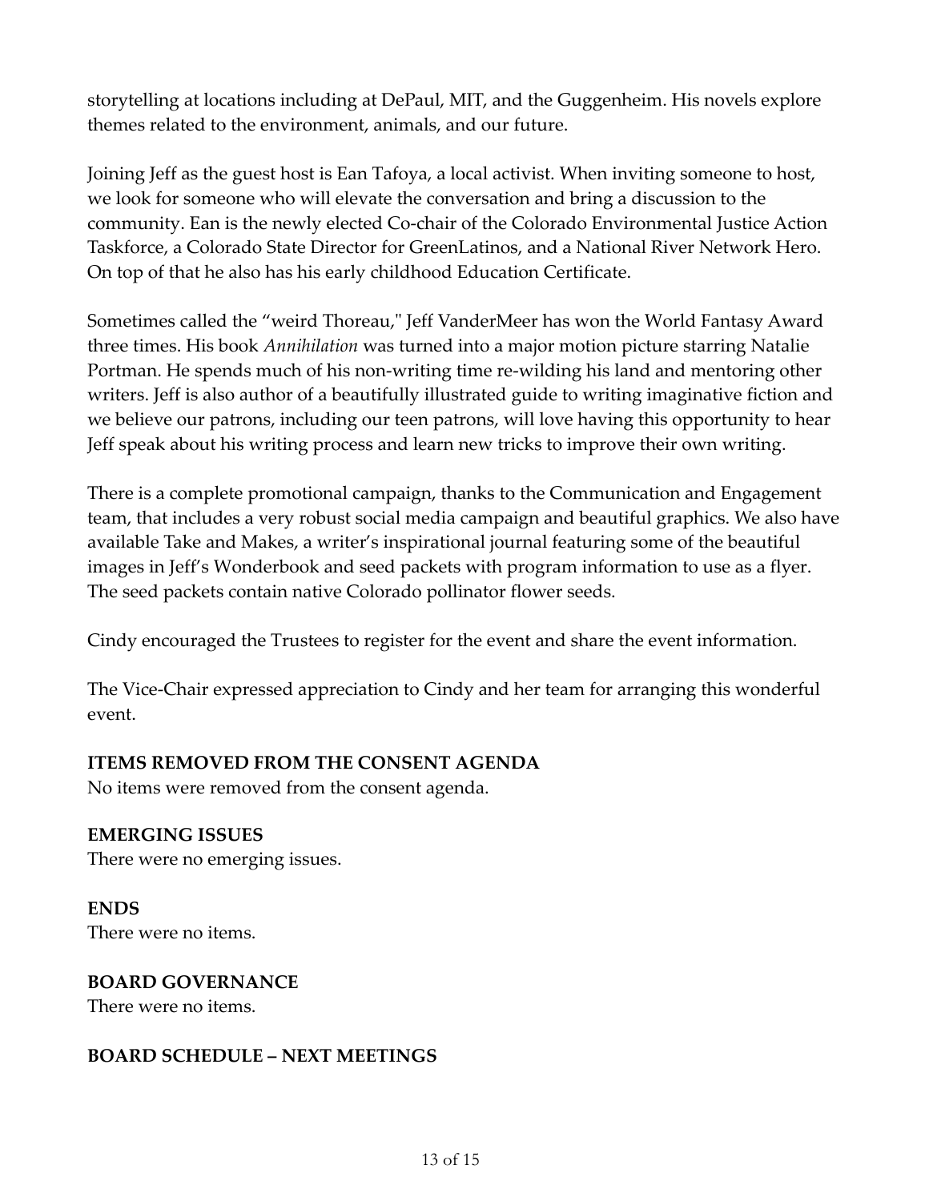storytelling at locations including at DePaul, MIT, and the Guggenheim. His novels explore themes related to the environment, animals, and our future.

Joining Jeff as the guest host is Ean Tafoya, a local activist. When inviting someone to host, we look for someone who will elevate the conversation and bring a discussion to the community. Ean is the newly elected Co-chair of the Colorado Environmental Justice Action Taskforce, a Colorado State Director for GreenLatinos, and a National River Network Hero. On top of that he also has his early childhood Education Certificate.

Sometimes called the "weird Thoreau," Jeff VanderMeer has won the World Fantasy Award three times. His book *Annihilation* was turned into a major motion picture starring Natalie Portman. He spends much of his non-writing time re-wilding his land and mentoring other writers. Jeff is also author of a beautifully illustrated guide to writing imaginative fiction and we believe our patrons, including our teen patrons, will love having this opportunity to hear Jeff speak about his writing process and learn new tricks to improve their own writing.

There is a complete promotional campaign, thanks to the Communication and Engagement team, that includes a very robust social media campaign and beautiful graphics. We also have available Take and Makes, a writer's inspirational journal featuring some of the beautiful images in Jeff's Wonderbook and seed packets with program information to use as a flyer. The seed packets contain native Colorado pollinator flower seeds.

Cindy encouraged the Trustees to register for the event and share the event information.

The Vice-Chair expressed appreciation to Cindy and her team for arranging this wonderful event.

**ITEMS REMOVED FROM THE CONSENT AGENDA**
No items were removed from the consent agenda.

**EMERGING ISSUES**
There were no emerging issues.

**ENDS**
There were no items.

**BOARD GOVERNANCE**
There were no items.

**BOARD SCHEDULE – NEXT MEETINGS**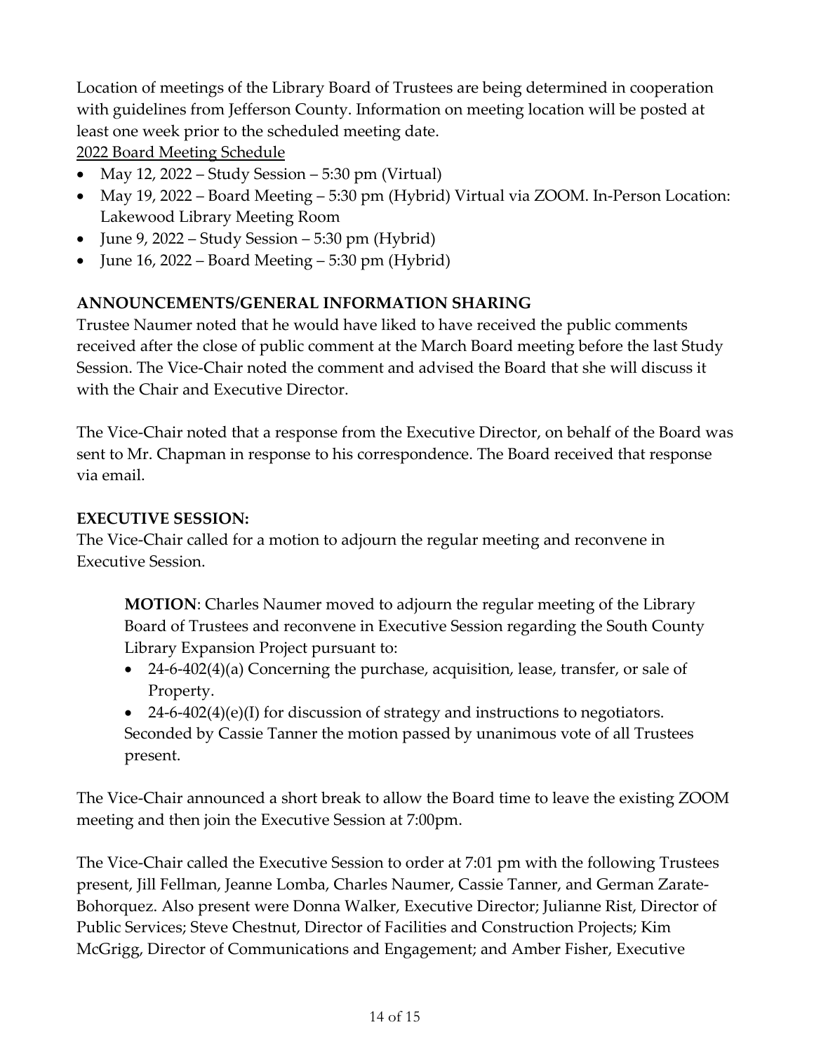Location of meetings of the Library Board of Trustees are being determined in cooperation with guidelines from Jefferson County. Information on meeting location will be posted at least one week prior to the scheduled meeting date.

2022 Board Meeting Schedule

- May 12, 2022 – Study Session – 5:30 pm (Virtual)
- May 19, 2022 – Board Meeting – 5:30 pm (Hybrid) Virtual via ZOOM. In-Person Location: Lakewood Library Meeting Room
- June 9, 2022 – Study Session – 5:30 pm (Hybrid)
- June 16, 2022 – Board Meeting – 5:30 pm (Hybrid)

**ANNOUNCEMENTS/GENERAL INFORMATION SHARING**

Trustee Naumer noted that he would have liked to have received the public comments received after the close of public comment at the March Board meeting before the last Study Session. The Vice-Chair noted the comment and advised the Board that she will discuss it with the Chair and Executive Director.

The Vice-Chair noted that a response from the Executive Director, on behalf of the Board was sent to Mr. Chapman in response to his correspondence. The Board received that response via email.

**EXECUTIVE SESSION:**

The Vice-Chair called for a motion to adjourn the regular meeting and reconvene in Executive Session.

> **MOTION**: Charles Naumer moved to adjourn the regular meeting of the Library Board of Trustees and reconvene in Executive Session regarding the South County Library Expansion Project pursuant to:
>
> - 24-6-402(4)(a) Concerning the purchase, acquisition, lease, transfer, or sale of Property.
> - 24-6-402(4)(e)(I) for discussion of strategy and instructions to negotiators.
>
> Seconded by Cassie Tanner the motion passed by unanimous vote of all Trustees present.

The Vice-Chair announced a short break to allow the Board time to leave the existing ZOOM meeting and then join the Executive Session at 7:00pm.

The Vice-Chair called the Executive Session to order at 7:01 pm with the following Trustees present, Jill Fellman, Jeanne Lomba, Charles Naumer, Cassie Tanner, and German Zarate-Bohorquez. Also present were Donna Walker, Executive Director; Julianne Rist, Director of Public Services; Steve Chestnut, Director of Facilities and Construction Projects; Kim McGrigg, Director of Communications and Engagement; and Amber Fisher, Executive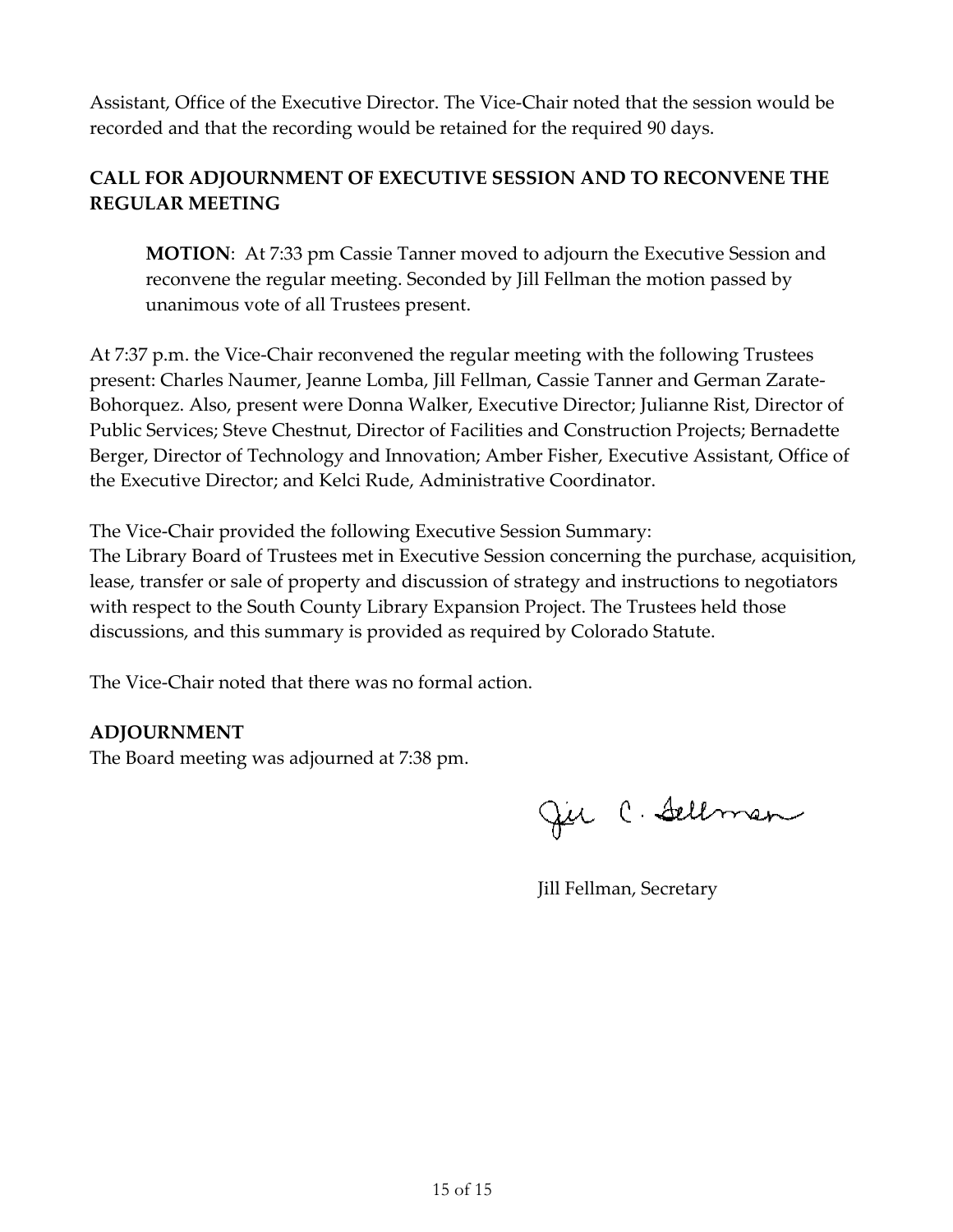Assistant, Office of the Executive Director. The Vice-Chair noted that the session would be recorded and that the recording would be retained for the required 90 days.

**CALL FOR ADJOURNMENT OF EXECUTIVE SESSION AND TO RECONVENE THE REGULAR MEETING**

> **MOTION**: At 7:33 pm Cassie Tanner moved to adjourn the Executive Session and reconvene the regular meeting. Seconded by Jill Fellman the motion passed by unanimous vote of all Trustees present.

At 7:37 p.m. the Vice-Chair reconvened the regular meeting with the following Trustees present: Charles Naumer, Jeanne Lomba, Jill Fellman, Cassie Tanner and German Zarate-Bohorquez. Also, present were Donna Walker, Executive Director; Julianne Rist, Director of Public Services; Steve Chestnut, Director of Facilities and Construction Projects; Bernadette Berger, Director of Technology and Innovation; Amber Fisher, Executive Assistant, Office of the Executive Director; and Kelci Rude, Administrative Coordinator.

The Vice-Chair provided the following Executive Session Summary:
The Library Board of Trustees met in Executive Session concerning the purchase, acquisition, lease, transfer or sale of property and discussion of strategy and instructions to negotiators with respect to the South County Library Expansion Project. The Trustees held those discussions, and this summary is provided as required by Colorado Statute.

The Vice-Chair noted that there was no formal action.

**ADJOURNMENT**
The Board meeting was adjourned at 7:38 pm.

Jill C. Fellman

Jill Fellman, Secretary